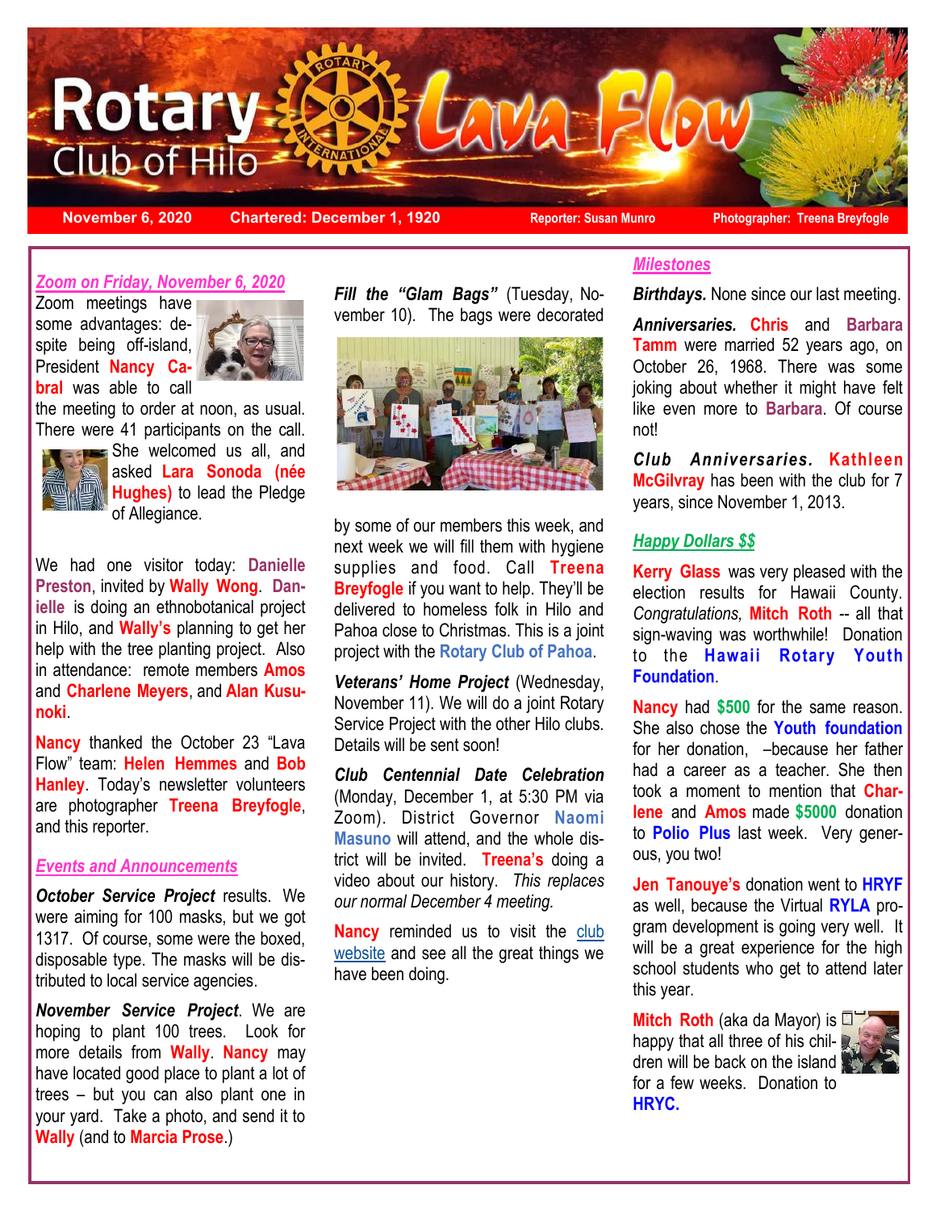# Rotary Club of Hilo — Lava Flow

**November 6, 2020** | **Chartered: December 1, 1920** | **Reporter: Susan Munro** | **Photographer: Treena Breyfogle**

## *Zoom on Friday, November 6, 2020*

Zoom meetings have some advantages: despite being off-island, President **Nancy Cabral** was able to call the meeting to order at noon, as usual. There were 41 participants on the call. She welcomed us all, and asked **Lara Sonoda (née Hughes)** to lead the Pledge of Allegiance.

We had one visitor today: **Danielle Preston**, invited by **Wally Wong**. **Danielle** is doing an ethnobotanical project in Hilo, and **Wally's** planning to get her help with the tree planting project. Also in attendance: remote members **Amos** and **Charlene Meyers**, and **Alan Kusunoki**.

**Nancy** thanked the October 23 "Lava Flow" team: **Helen Hemmes** and **Bob Hanley**. Today's newsletter volunteers are photographer **Treena Breyfogle**, and this reporter.

## *Events and Announcements*

***October Service Project*** results. We were aiming for 100 masks, but we got 1317. Of course, some were the boxed, disposable type. The masks will be distributed to local service agencies.

***November Service Project***. We are hoping to plant 100 trees. Look for more details from **Wally**. **Nancy** may have located good place to plant a lot of trees – but you can also plant one in your yard. Take a photo, and send it to **Wally** (and to **Marcia Prose**.)

***Fill the "Glam Bags"*** (Tuesday, November 10). The bags were decorated by some of our members this week, and next week we will fill them with hygiene supplies and food. Call **Treena Breyfogle** if you want to help. They'll be delivered to homeless folk in Hilo and Pahoa close to Christmas. This is a joint project with the **Rotary Club of Pahoa**.

***Veterans' Home Project*** (Wednesday, November 11). We will do a joint Rotary Service Project with the other Hilo clubs. Details will be sent soon!

***Club Centennial Date Celebration*** (Monday, December 1, at 5:30 PM via Zoom). District Governor **Naomi Masuno** will attend, and the whole district will be invited. **Treena's** doing a video about our history. *This replaces our normal December 4 meeting.*

**Nancy** reminded us to visit the club website and see all the great things we have been doing.

## *Milestones*

***Birthdays.*** None since our last meeting.

***Anniversaries.*** **Chris** and **Barbara Tamm** were married 52 years ago, on October 26, 1968. There was some joking about whether it might have felt like even more to **Barbara**. Of course not!

***Club Anniversaries.*** **Kathleen McGilvray** has been with the club for 7 years, since November 1, 2013.

## *Happy Dollars $$*

**Kerry Glass** was very pleased with the election results for Hawaii County. *Congratulations,* **Mitch Roth** -- all that sign-waving was worthwhile! Donation to the **Hawaii Rotary Youth Foundation**.

**Nancy** had **$500** for the same reason. She also chose the **Youth foundation** for her donation, –because her father had a career as a teacher. She then took a moment to mention that **Charlene** and **Amos** made **$5000** donation to **Polio Plus** last week. Very generous, you two!

**Jen Tanouye's** donation went to **HRYF** as well, because the Virtual **RYLA** program development is going very well. It will be a great experience for the high school students who get to attend later this year.

**Mitch Roth** (aka da Mayor) is happy that all three of his children will be back on the island for a few weeks. Donation to **HRYC.**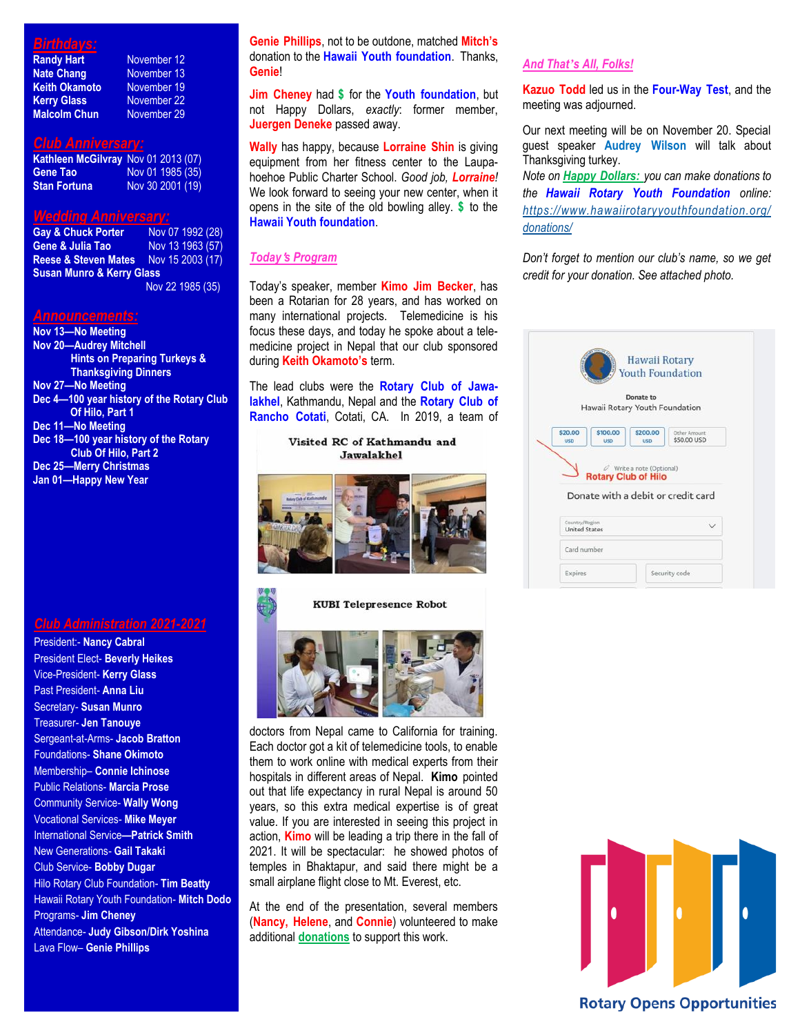## Birthdays:

| | |
|---|---|
| **Randy Hart** | November 12 |
| **Nate Chang** | November 13 |
| **Keith Okamoto** | November 19 |
| **Kerry Glass** | November 22 |
| **Malcolm Chun** | November 29 |

## Club Anniversary:

| | |
|---|---|
| **Kathleen McGilvray** | Nov 01 2013 (07) |
| **Gene Tao** | Nov 01 1985 (35) |
| **Stan Fortuna** | Nov 30 2001 (19) |

## Wedding Anniversary:

| | |
|---|---|
| **Gay & Chuck Porter** | Nov 07 1992 (28) |
| **Gene & Julia Tao** | Nov 13 1963 (57) |
| **Reese & Steven Mates** | Nov 15 2003 (17) |
| **Susan Munro & Kerry Glass** | Nov 22 1985 (35) |

## Announcements:

**Nov 13—No Meeting**
**Nov 20—Audrey Mitchell**
**Hints on Preparing Turkeys & Thanksgiving Dinners**
**Nov 27—No Meeting**
**Dec 4—100 year history of the Rotary Club Of Hilo, Part 1**
**Dec 11—No Meeting**
**Dec 18—100 year history of the Rotary Club Of Hilo, Part 2**
**Dec 25—Merry Christmas**
**Jan 01—Happy New Year**

## Club Administration 2021-2021

President:- **Nancy Cabral**
President Elect- **Beverly Heikes**
Vice-President- **Kerry Glass**
Past President- **Anna Liu**
Secretary- **Susan Munro**
Treasurer- **Jen Tanouye**
Sergeant-at-Arms- **Jacob Bratton**
Foundations- **Shane Okimoto**
Membership– **Connie Ichinose**
Public Relations- **Marcia Prose**
Community Service- **Wally Wong**
Vocational Services- **Mike Meyer**
International Service—**Patrick Smith**
New Generations- **Gail Takaki**
Club Service- **Bobby Dugar**
Hilo Rotary Club Foundation- **Tim Beatty**
Hawaii Rotary Youth Foundation- **Mitch Dodo**
Programs- **Jim Cheney**
Attendance- **Judy Gibson/Dirk Yoshina**
Lava Flow– **Genie Phillips**

**Genie Phillips**, not to be outdone, matched **Mitch's** donation to the **Hawaii Youth foundation**. Thanks, **Genie**!

**Jim Cheney** had **$** for the **Youth foundation**, but not Happy Dollars, *exactly*: former member, **Juergen Deneke** passed away.

**Wally** has happy, because **Lorraine Shin** is giving equipment from her fitness center to the Laupahoehoe Public Charter School. *Good job, **Lorraine**!* We look forward to seeing your new center, when it opens in the site of the old bowling alley. **$** to the **Hawaii Youth foundation**.

## Today's Program

Today's speaker, member **Kimo Jim Becker**, has been a Rotarian for 28 years, and has worked on many international projects. Telemedicine is his focus these days, and today he spoke about a telemedicine project in Nepal that our club sponsored during **Keith Okamoto's** term.

The lead clubs were the **Rotary Club of Jawalakhel**, Kathmandu, Nepal and the **Rotary Club of Rancho Cotati**, Cotati, CA. In 2019, a team of doctors from Nepal came to California for training. Each doctor got a kit of telemedicine tools, to enable them to work online with medical experts from their hospitals in different areas of Nepal. **Kimo** pointed out that life expectancy in rural Nepal is around 50 years, so this extra medical expertise is of great value. If you are interested in seeing this project in action, **Kimo** will be leading a trip there in the fall of 2021. It will be spectacular: he showed photos of temples in Bhaktapur, and said there might be a small airplane flight close to Mt. Everest, etc.

Visited RC of Kathmandu and Jawalakhel

KUBI Telepresence Robot

At the end of the presentation, several members (**Nancy**, **Helene**, and **Connie**) volunteered to make additional **donations** to support this work.

## And That's All, Folks!

**Kazuo Todd** led us in the **Four-Way Test**, and the meeting was adjourned.

Our next meeting will be on November 20. Special guest speaker **Audrey Wilson** will talk about Thanksgiving turkey.

*Note on **Happy Dollars:** you can make donations to the **Hawaii Rotary Youth Foundation** online: https://www.hawaiirotaryyouthfoundation.org/donations/*

*Don't forget to mention our club's name, so we get credit for your donation. See attached photo.*

Hawaii Rotary Youth Foundation
Donate to
Hawaii Rotary Youth Foundation
$20.00 USD | $100.00 USD | $200.00 USD | Other Amount $50.00 USD
Write a note (Optional)
Rotary Club of Hilo
Donate with a debit or credit card
Country/Region United States
Card number
Expires | Security code

Rotary Opens Opportunities